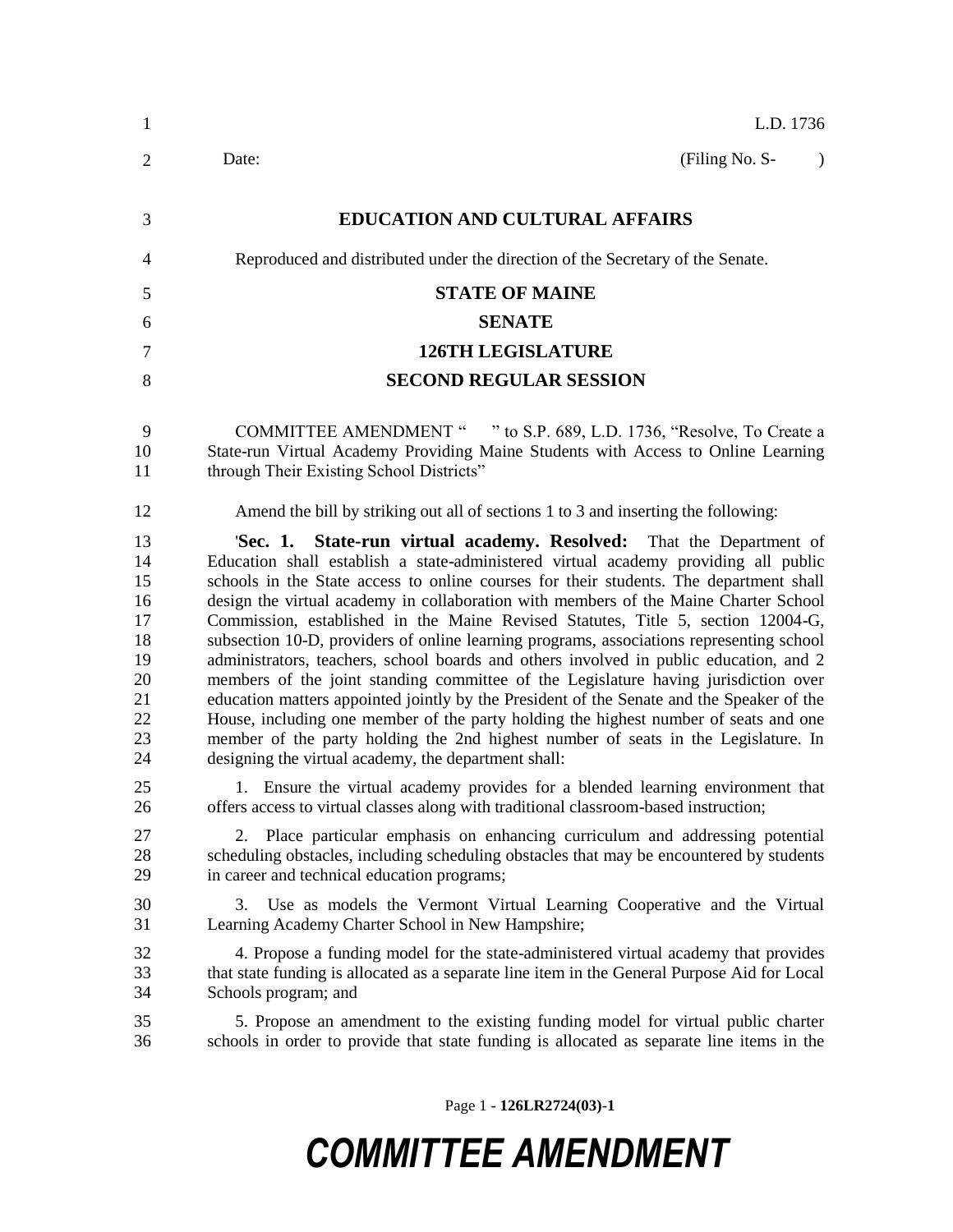L.D. 1736

Date: (Filing No. S- )

# EDUCATION AND CULTURAL AFFAIRS

Reproduced and distributed under the direction of the Secretary of the Senate.

## STATE OF MAINE

## SENATE

## 126TH LEGISLATURE

## SECOND REGULAR SESSION

COMMITTEE AMENDMENT " " to S.P. 689, L.D. 1736, "Resolve, To Create a State-run Virtual Academy Providing Maine Students with Access to Online Learning through Their Existing School Districts"

Amend the bill by striking out all of sections 1 to 3 and inserting the following:

'**Sec. 1. State-run virtual academy. Resolved:** That the Department of Education shall establish a state-administered virtual academy providing all public schools in the State access to online courses for their students. The department shall design the virtual academy in collaboration with members of the Maine Charter School Commission, established in the Maine Revised Statutes, Title 5, section 12004-G, subsection 10-D, providers of online learning programs, associations representing school administrators, teachers, school boards and others involved in public education, and 2 members of the joint standing committee of the Legislature having jurisdiction over education matters appointed jointly by the President of the Senate and the Speaker of the House, including one member of the party holding the highest number of seats and one member of the party holding the 2nd highest number of seats in the Legislature. In designing the virtual academy, the department shall:

1. Ensure the virtual academy provides for a blended learning environment that offers access to virtual classes along with traditional classroom-based instruction;

2. Place particular emphasis on enhancing curriculum and addressing potential scheduling obstacles, including scheduling obstacles that may be encountered by students in career and technical education programs;

3. Use as models the Vermont Virtual Learning Cooperative and the Virtual Learning Academy Charter School in New Hampshire;

4. Propose a funding model for the state-administered virtual academy that provides that state funding is allocated as a separate line item in the General Purpose Aid for Local Schools program; and

5. Propose an amendment to the existing funding model for virtual public charter schools in order to provide that state funding is allocated as separate line items in the

Page 1 - **126LR2724(03)-1**

***COMMITTEE AMENDMENT***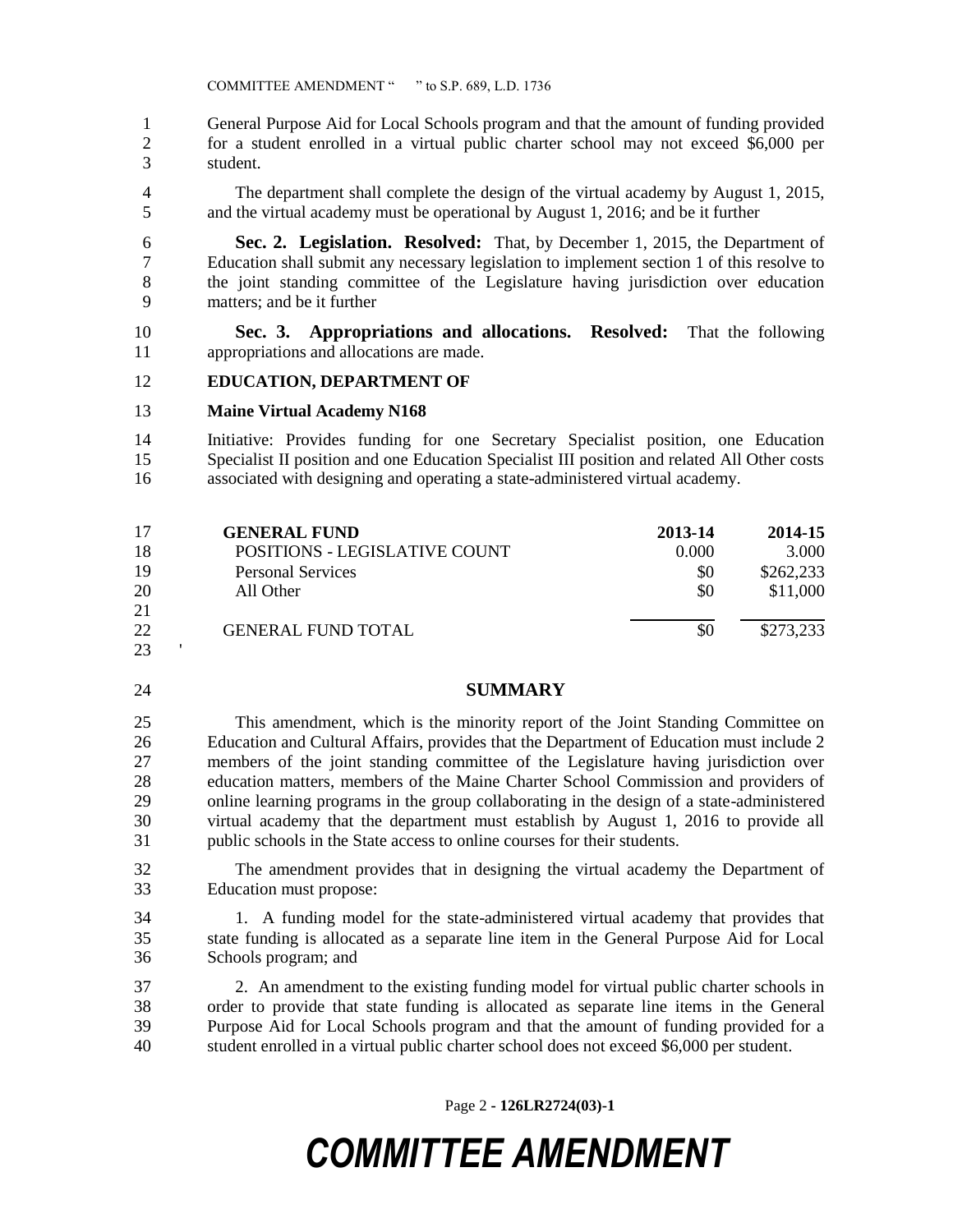General Purpose Aid for Local Schools program and that the amount of funding provided for a student enrolled in a virtual public charter school may not exceed $6,000 per student.

The department shall complete the design of the virtual academy by August 1, 2015, and the virtual academy must be operational by August 1, 2016; and be it further

**Sec. 2. Legislation. Resolved:** That, by December 1, 2015, the Department of Education shall submit any necessary legislation to implement section 1 of this resolve to the joint standing committee of the Legislature having jurisdiction over education matters; and be it further

**Sec. 3. Appropriations and allocations. Resolved:** That the following appropriations and allocations are made.

**EDUCATION, DEPARTMENT OF**

**Maine Virtual Academy N168**

Initiative: Provides funding for one Secretary Specialist position, one Education Specialist II position and one Education Specialist III position and related All Other costs associated with designing and operating a state-administered virtual academy.

| **GENERAL FUND** | **2013-14** | **2014-15** |
|---|---|---|
| POSITIONS - LEGISLATIVE COUNT | 0.000 | 3.000 |
| Personal Services | $0 | $262,233 |
| All Other | $0 | $11,000 |
| GENERAL FUND TOTAL | $0 | $273,233 |

'

## SUMMARY

This amendment, which is the minority report of the Joint Standing Committee on Education and Cultural Affairs, provides that the Department of Education must include 2 members of the joint standing committee of the Legislature having jurisdiction over education matters, members of the Maine Charter School Commission and providers of online learning programs in the group collaborating in the design of a state-administered virtual academy that the department must establish by August 1, 2016 to provide all public schools in the State access to online courses for their students.

The amendment provides that in designing the virtual academy the Department of Education must propose:

1. A funding model for the state-administered virtual academy that provides that state funding is allocated as a separate line item in the General Purpose Aid for Local Schools program; and

2. An amendment to the existing funding model for virtual public charter schools in order to provide that state funding is allocated as separate line items in the General Purpose Aid for Local Schools program and that the amount of funding provided for a student enrolled in a virtual public charter school does not exceed $6,000 per student.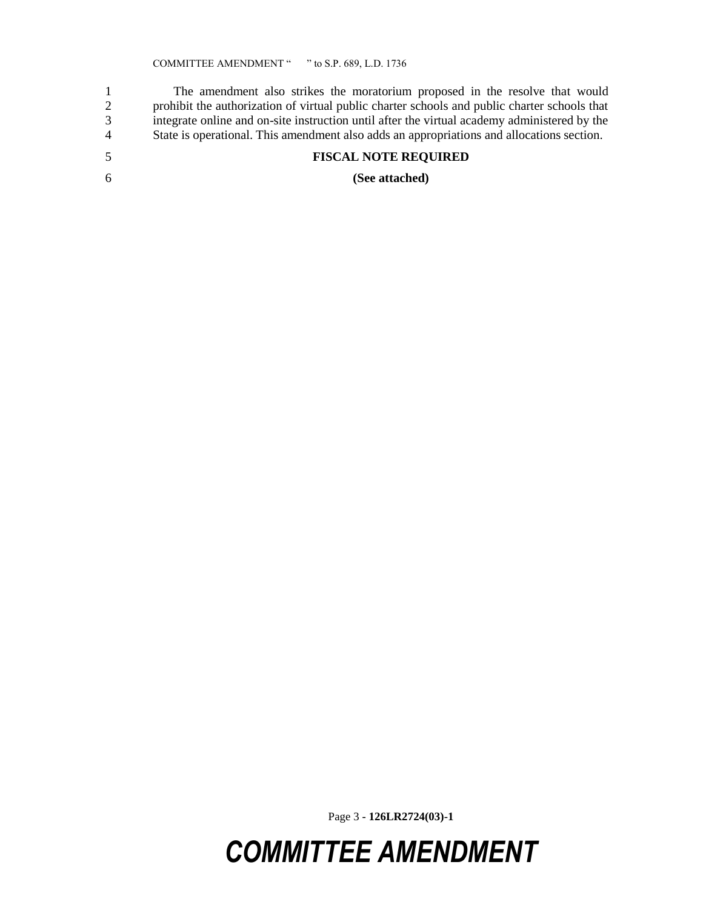The amendment also strikes the moratorium proposed in the resolve that would prohibit the authorization of virtual public charter schools and public charter schools that integrate online and on-site instruction until after the virtual academy administered by the State is operational. This amendment also adds an appropriations and allocations section.

**FISCAL NOTE REQUIRED**

**(See attached)**